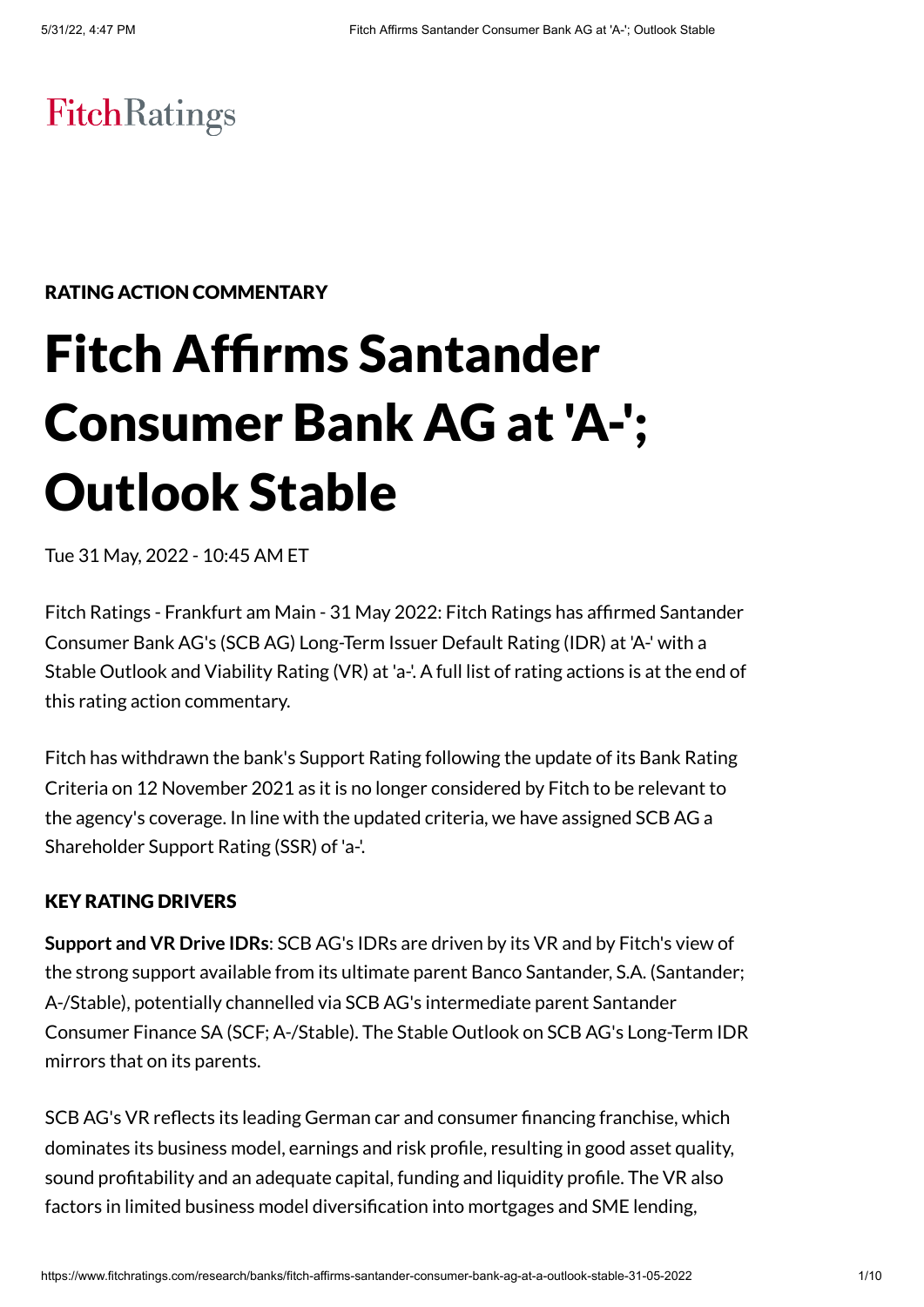FitchRatings

**RATING ACTION COMMENTARY**

# Fitch Affirms Santander Consumer Bank AG at 'A-'; Outlook Stable

Tue 31 May, 2022 - 10:45 AM ET

Fitch Ratings - Frankfurt am Main - 31 May 2022: Fitch Ratings has affirmed Santander Consumer Bank AG's (SCB AG) Long-Term Issuer Default Rating (IDR) at 'A-' with a Stable Outlook and Viability Rating (VR) at 'a-'. A full list of rating actions is at the end of this rating action commentary.

Fitch has withdrawn the bank's Support Rating following the update of its Bank Rating Criteria on 12 November 2021 as it is no longer considered by Fitch to be relevant to the agency's coverage. In line with the updated criteria, we have assigned SCB AG a Shareholder Support Rating (SSR) of 'a-'.

## KEY RATING DRIVERS

**Support and VR Drive IDRs**: SCB AG's IDRs are driven by its VR and by Fitch's view of the strong support available from its ultimate parent Banco Santander, S.A. (Santander; A-/Stable), potentially channelled via SCB AG's intermediate parent Santander Consumer Finance SA (SCF; A-/Stable). The Stable Outlook on SCB AG's Long-Term IDR mirrors that on its parents.

SCB AG's VR reflects its leading German car and consumer financing franchise, which dominates its business model, earnings and risk profile, resulting in good asset quality, sound profitability and an adequate capital, funding and liquidity profile. The VR also factors in limited business model diversification into mortgages and SME lending,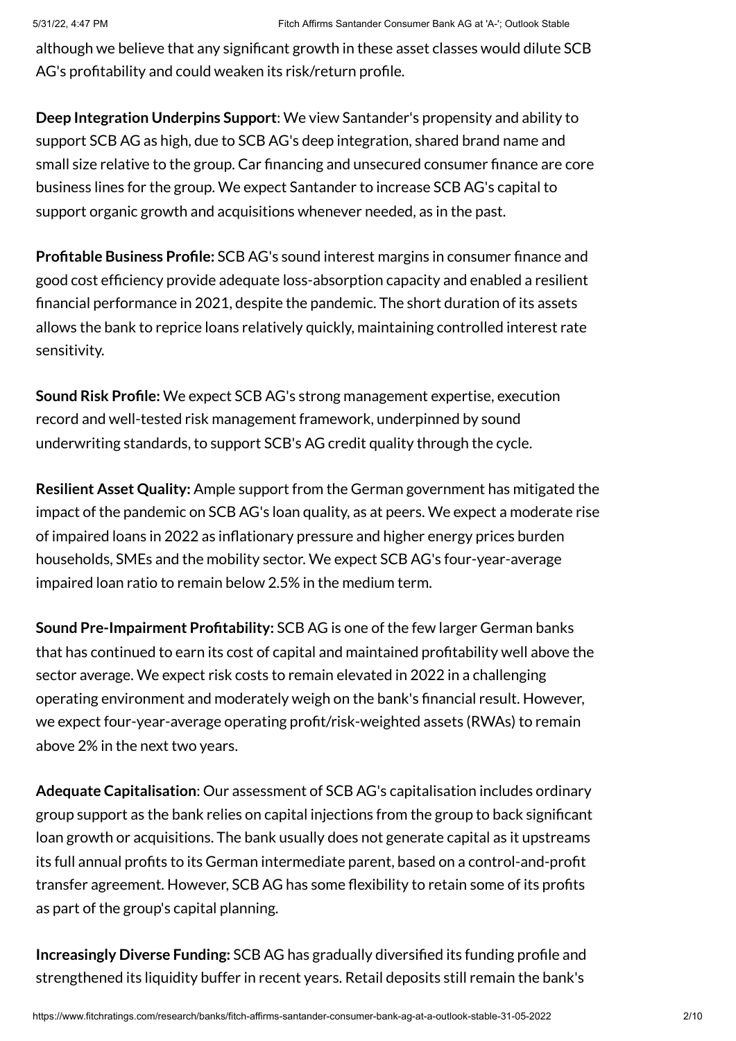although we believe that any significant growth in these asset classes would dilute SCB AG's profitability and could weaken its risk/return profile.

**Deep Integration Underpins Support**: We view Santander's propensity and ability to support SCB AG as high, due to SCB AG's deep integration, shared brand name and small size relative to the group. Car financing and unsecured consumer finance are core business lines for the group. We expect Santander to increase SCB AG's capital to support organic growth and acquisitions whenever needed, as in the past.

**Profitable Business Profile:** SCB AG's sound interest margins in consumer finance and good cost efficiency provide adequate loss-absorption capacity and enabled a resilient financial performance in 2021, despite the pandemic. The short duration of its assets allows the bank to reprice loans relatively quickly, maintaining controlled interest rate sensitivity.

**Sound Risk Profile:** We expect SCB AG's strong management expertise, execution record and well-tested risk management framework, underpinned by sound underwriting standards, to support SCB's AG credit quality through the cycle.

**Resilient Asset Quality:** Ample support from the German government has mitigated the impact of the pandemic on SCB AG's loan quality, as at peers. We expect a moderate rise of impaired loans in 2022 as inflationary pressure and higher energy prices burden households, SMEs and the mobility sector. We expect SCB AG's four-year-average impaired loan ratio to remain below 2.5% in the medium term.

**Sound Pre-Impairment Profitability:** SCB AG is one of the few larger German banks that has continued to earn its cost of capital and maintained profitability well above the sector average. We expect risk costs to remain elevated in 2022 in a challenging operating environment and moderately weigh on the bank's financial result. However, we expect four-year-average operating profit/risk-weighted assets (RWAs) to remain above 2% in the next two years.

**Adequate Capitalisation**: Our assessment of SCB AG's capitalisation includes ordinary group support as the bank relies on capital injections from the group to back significant loan growth or acquisitions. The bank usually does not generate capital as it upstreams its full annual profits to its German intermediate parent, based on a control-and-profit transfer agreement. However, SCB AG has some flexibility to retain some of its profits as part of the group's capital planning.

**Increasingly Diverse Funding:** SCB AG has gradually diversified its funding profile and strengthened its liquidity buffer in recent years. Retail deposits still remain the bank's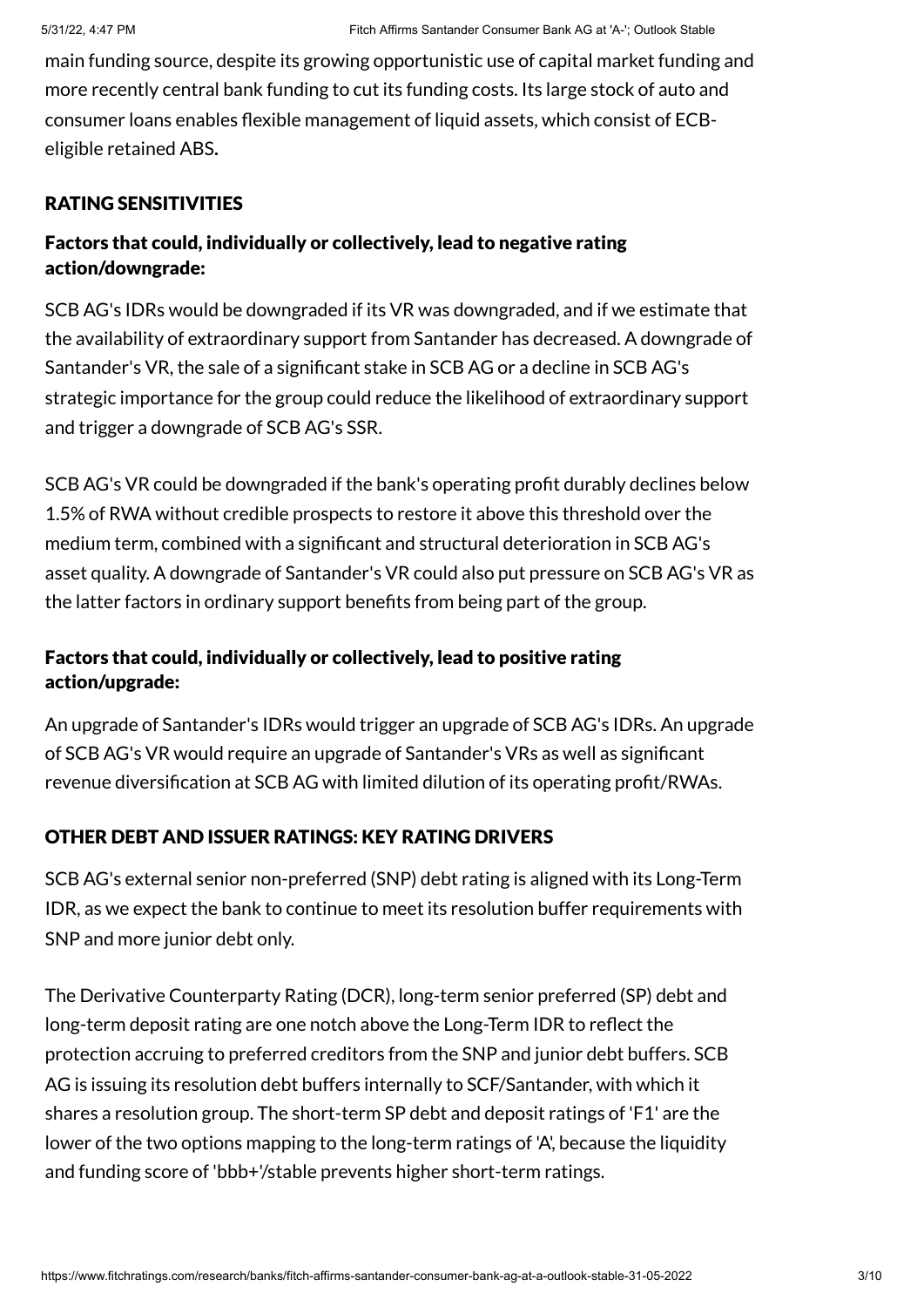main funding source, despite its growing opportunistic use of capital market funding and more recently central bank funding to cut its funding costs. Its large stock of auto and consumer loans enables flexible management of liquid assets, which consist of ECB-eligible retained ABS.

## RATING SENSITIVITIES

### Factors that could, individually or collectively, lead to negative rating action/downgrade:

SCB AG's IDRs would be downgraded if its VR was downgraded, and if we estimate that the availability of extraordinary support from Santander has decreased. A downgrade of Santander's VR, the sale of a significant stake in SCB AG or a decline in SCB AG's strategic importance for the group could reduce the likelihood of extraordinary support and trigger a downgrade of SCB AG's SSR.

SCB AG's VR could be downgraded if the bank's operating profit durably declines below 1.5% of RWA without credible prospects to restore it above this threshold over the medium term, combined with a significant and structural deterioration in SCB AG's asset quality. A downgrade of Santander's VR could also put pressure on SCB AG's VR as the latter factors in ordinary support benefits from being part of the group.

### Factors that could, individually or collectively, lead to positive rating action/upgrade:

An upgrade of Santander's IDRs would trigger an upgrade of SCB AG's IDRs. An upgrade of SCB AG's VR would require an upgrade of Santander's VRs as well as significant revenue diversification at SCB AG with limited dilution of its operating profit/RWAs.

## OTHER DEBT AND ISSUER RATINGS: KEY RATING DRIVERS

SCB AG's external senior non-preferred (SNP) debt rating is aligned with its Long-Term IDR, as we expect the bank to continue to meet its resolution buffer requirements with SNP and more junior debt only.

The Derivative Counterparty Rating (DCR), long-term senior preferred (SP) debt and long-term deposit rating are one notch above the Long-Term IDR to reflect the protection accruing to preferred creditors from the SNP and junior debt buffers. SCB AG is issuing its resolution debt buffers internally to SCF/Santander, with which it shares a resolution group. The short-term SP debt and deposit ratings of 'F1' are the lower of the two options mapping to the long-term ratings of 'A', because the liquidity and funding score of 'bbb+'/stable prevents higher short-term ratings.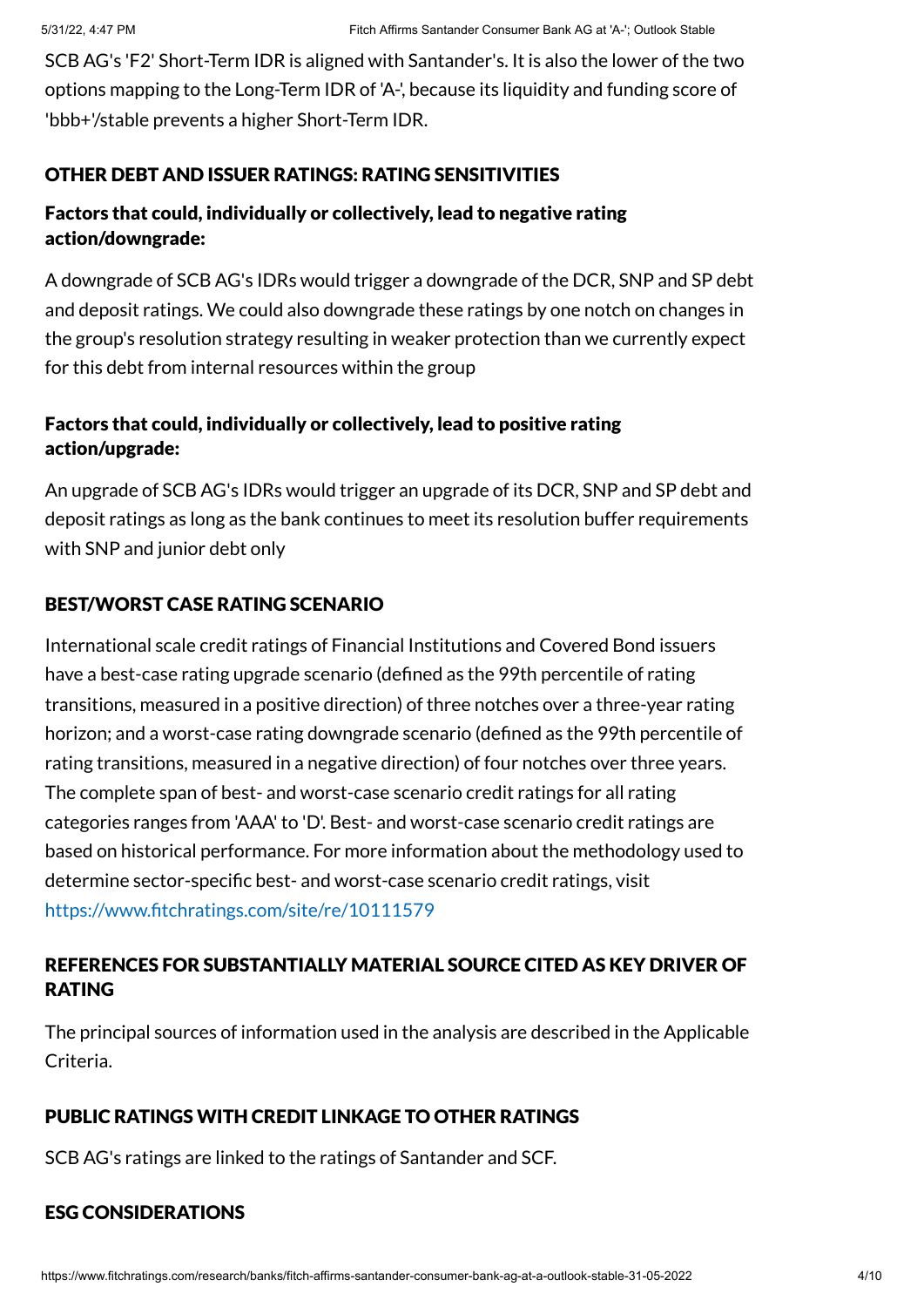SCB AG's 'F2' Short-Term IDR is aligned with Santander's. It is also the lower of the two options mapping to the Long-Term IDR of 'A-', because its liquidity and funding score of 'bbb+'/stable prevents a higher Short-Term IDR.

## OTHER DEBT AND ISSUER RATINGS: RATING SENSITIVITIES

### Factors that could, individually or collectively, lead to negative rating action/downgrade:

A downgrade of SCB AG's IDRs would trigger a downgrade of the DCR, SNP and SP debt and deposit ratings. We could also downgrade these ratings by one notch on changes in the group's resolution strategy resulting in weaker protection than we currently expect for this debt from internal resources within the group

### Factors that could, individually or collectively, lead to positive rating action/upgrade:

An upgrade of SCB AG's IDRs would trigger an upgrade of its DCR, SNP and SP debt and deposit ratings as long as the bank continues to meet its resolution buffer requirements with SNP and junior debt only

## BEST/WORST CASE RATING SCENARIO

International scale credit ratings of Financial Institutions and Covered Bond issuers have a best-case rating upgrade scenario (defined as the 99th percentile of rating transitions, measured in a positive direction) of three notches over a three-year rating horizon; and a worst-case rating downgrade scenario (defined as the 99th percentile of rating transitions, measured in a negative direction) of four notches over three years. The complete span of best- and worst-case scenario credit ratings for all rating categories ranges from 'AAA' to 'D'. Best- and worst-case scenario credit ratings are based on historical performance. For more information about the methodology used to determine sector-specific best- and worst-case scenario credit ratings, visit https://www.fitchratings.com/site/re/10111579

## REFERENCES FOR SUBSTANTIALLY MATERIAL SOURCE CITED AS KEY DRIVER OF RATING

The principal sources of information used in the analysis are described in the Applicable Criteria.

## PUBLIC RATINGS WITH CREDIT LINKAGE TO OTHER RATINGS

SCB AG's ratings are linked to the ratings of Santander and SCF.

## ESG CONSIDERATIONS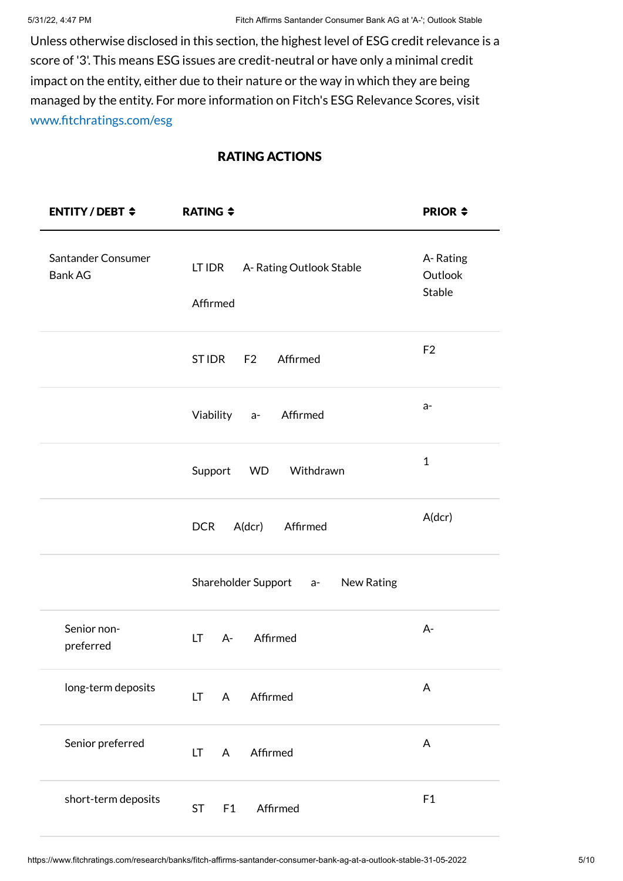Unless otherwise disclosed in this section, the highest level of ESG credit relevance is a score of '3'. This means ESG issues are credit-neutral or have only a minimal credit impact on the entity, either due to their nature or the way in which they are being managed by the entity. For more information on Fitch's ESG Relevance Scores, visit www.fitchratings.com/esg

## RATING ACTIONS

| ENTITY / DEBT | RATING | | | PRIOR |
|---|---|---|---|---|
| Santander Consumer Bank AG | LT IDR | A- Rating Outlook Stable | Affirmed | A- Rating Outlook Stable |
| | ST IDR | F2 | Affirmed | F2 |
| | Viability | a- | Affirmed | a- |
| | Support | WD | Withdrawn | 1 |
| | DCR | A(dcr) | Affirmed | A(dcr) |
| | Shareholder Support | a- | New Rating | |
| Senior non-preferred | LT | A- | Affirmed | A- |
| long-term deposits | LT | A | Affirmed | A |
| Senior preferred | LT | A | Affirmed | A |
| short-term deposits | ST | F1 | Affirmed | F1 |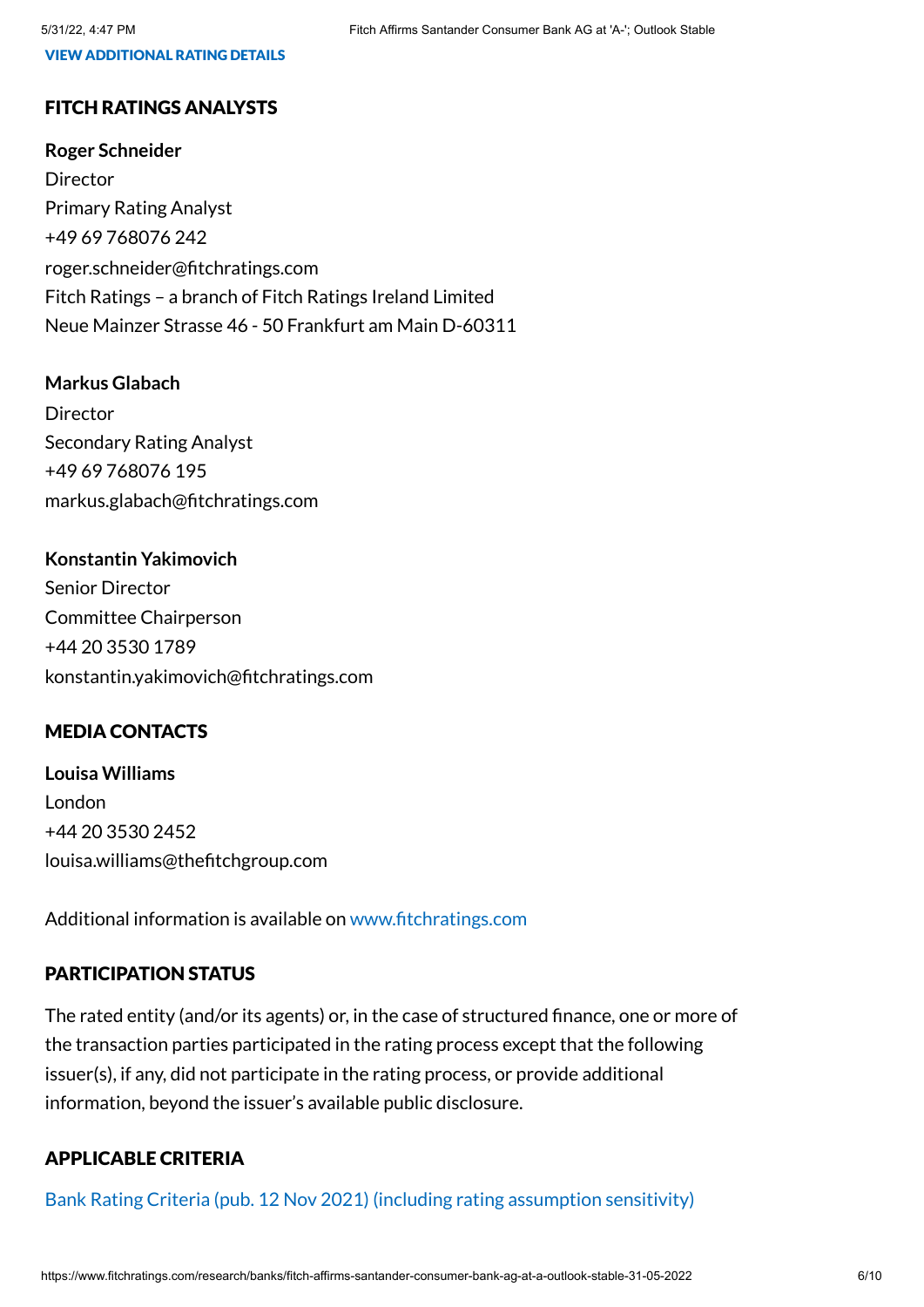[VIEW ADDITIONAL RATING DETAILS](#)

## FITCH RATINGS ANALYSTS

**Roger Schneider**
Director
Primary Rating Analyst
+49 69 768076 242
roger.schneider@fitchratings.com
Fitch Ratings – a branch of Fitch Ratings Ireland Limited
Neue Mainzer Strasse 46 - 50 Frankfurt am Main D-60311

**Markus Glabach**
Director
Secondary Rating Analyst
+49 69 768076 195
markus.glabach@fitchratings.com

**Konstantin Yakimovich**
Senior Director
Committee Chairperson
+44 20 3530 1789
konstantin.yakimovich@fitchratings.com

## MEDIA CONTACTS

**Louisa Williams**
London
+44 20 3530 2452
louisa.williams@thefitchgroup.com

Additional information is available on www.fitchratings.com

## PARTICIPATION STATUS

The rated entity (and/or its agents) or, in the case of structured finance, one or more of the transaction parties participated in the rating process except that the following issuer(s), if any, did not participate in the rating process, or provide additional information, beyond the issuer's available public disclosure.

## APPLICABLE CRITERIA

Bank Rating Criteria (pub. 12 Nov 2021) (including rating assumption sensitivity)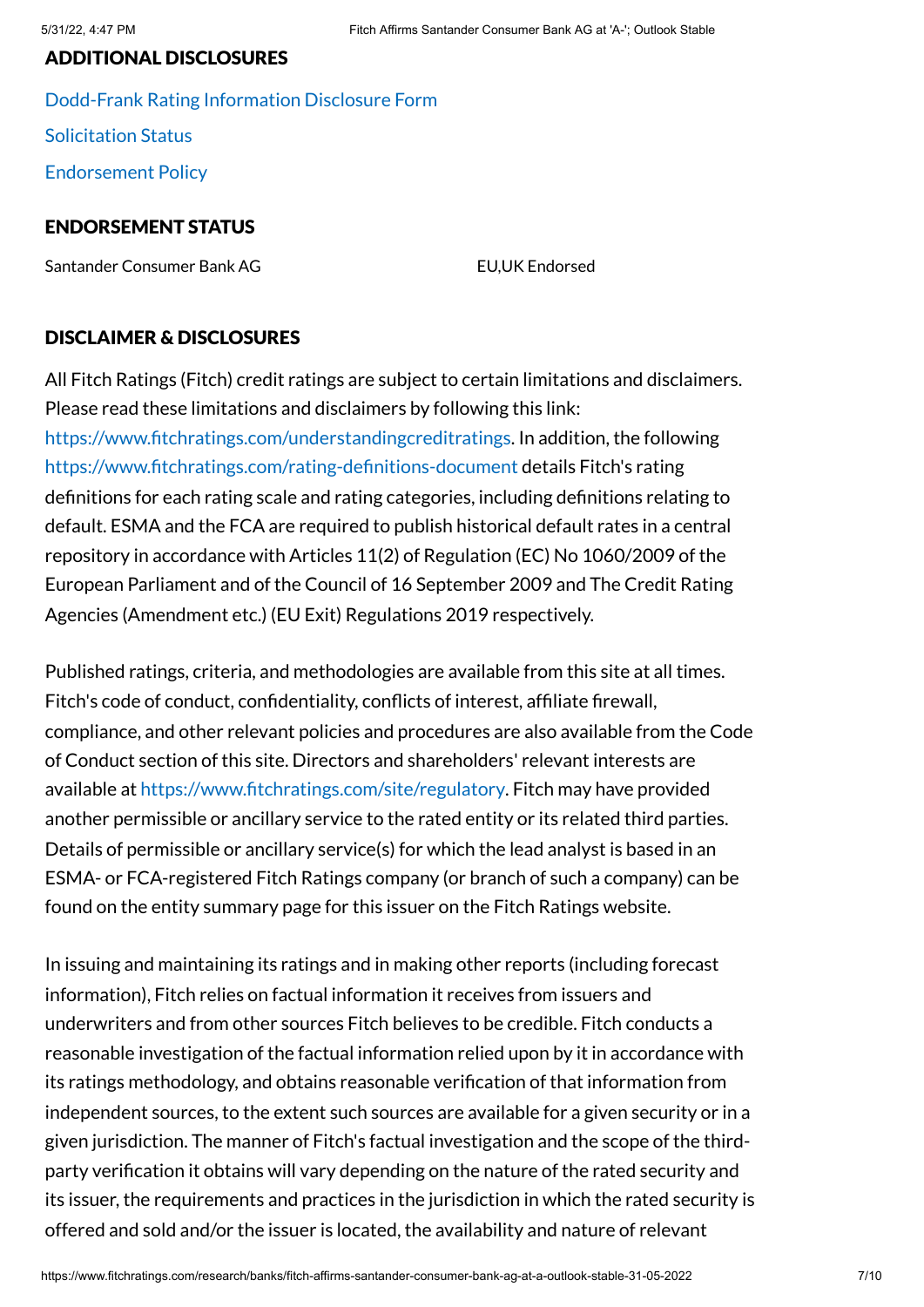## ADDITIONAL DISCLOSURES

Dodd-Frank Rating Information Disclosure Form

Solicitation Status

Endorsement Policy

## ENDORSEMENT STATUS

| | |
|---|---|
| Santander Consumer Bank AG | EU,UK Endorsed |

## DISCLAIMER & DISCLOSURES

All Fitch Ratings (Fitch) credit ratings are subject to certain limitations and disclaimers. Please read these limitations and disclaimers by following this link: https://www.fitchratings.com/understandingcreditratings. In addition, the following https://www.fitchratings.com/rating-definitions-document details Fitch's rating definitions for each rating scale and rating categories, including definitions relating to default. ESMA and the FCA are required to publish historical default rates in a central repository in accordance with Articles 11(2) of Regulation (EC) No 1060/2009 of the European Parliament and of the Council of 16 September 2009 and The Credit Rating Agencies (Amendment etc.) (EU Exit) Regulations 2019 respectively.

Published ratings, criteria, and methodologies are available from this site at all times. Fitch's code of conduct, confidentiality, conflicts of interest, affiliate firewall, compliance, and other relevant policies and procedures are also available from the Code of Conduct section of this site. Directors and shareholders' relevant interests are available at https://www.fitchratings.com/site/regulatory. Fitch may have provided another permissible or ancillary service to the rated entity or its related third parties. Details of permissible or ancillary service(s) for which the lead analyst is based in an ESMA- or FCA-registered Fitch Ratings company (or branch of such a company) can be found on the entity summary page for this issuer on the Fitch Ratings website.

In issuing and maintaining its ratings and in making other reports (including forecast information), Fitch relies on factual information it receives from issuers and underwriters and from other sources Fitch believes to be credible. Fitch conducts a reasonable investigation of the factual information relied upon by it in accordance with its ratings methodology, and obtains reasonable verification of that information from independent sources, to the extent such sources are available for a given security or in a given jurisdiction. The manner of Fitch's factual investigation and the scope of the third-party verification it obtains will vary depending on the nature of the rated security and its issuer, the requirements and practices in the jurisdiction in which the rated security is offered and sold and/or the issuer is located, the availability and nature of relevant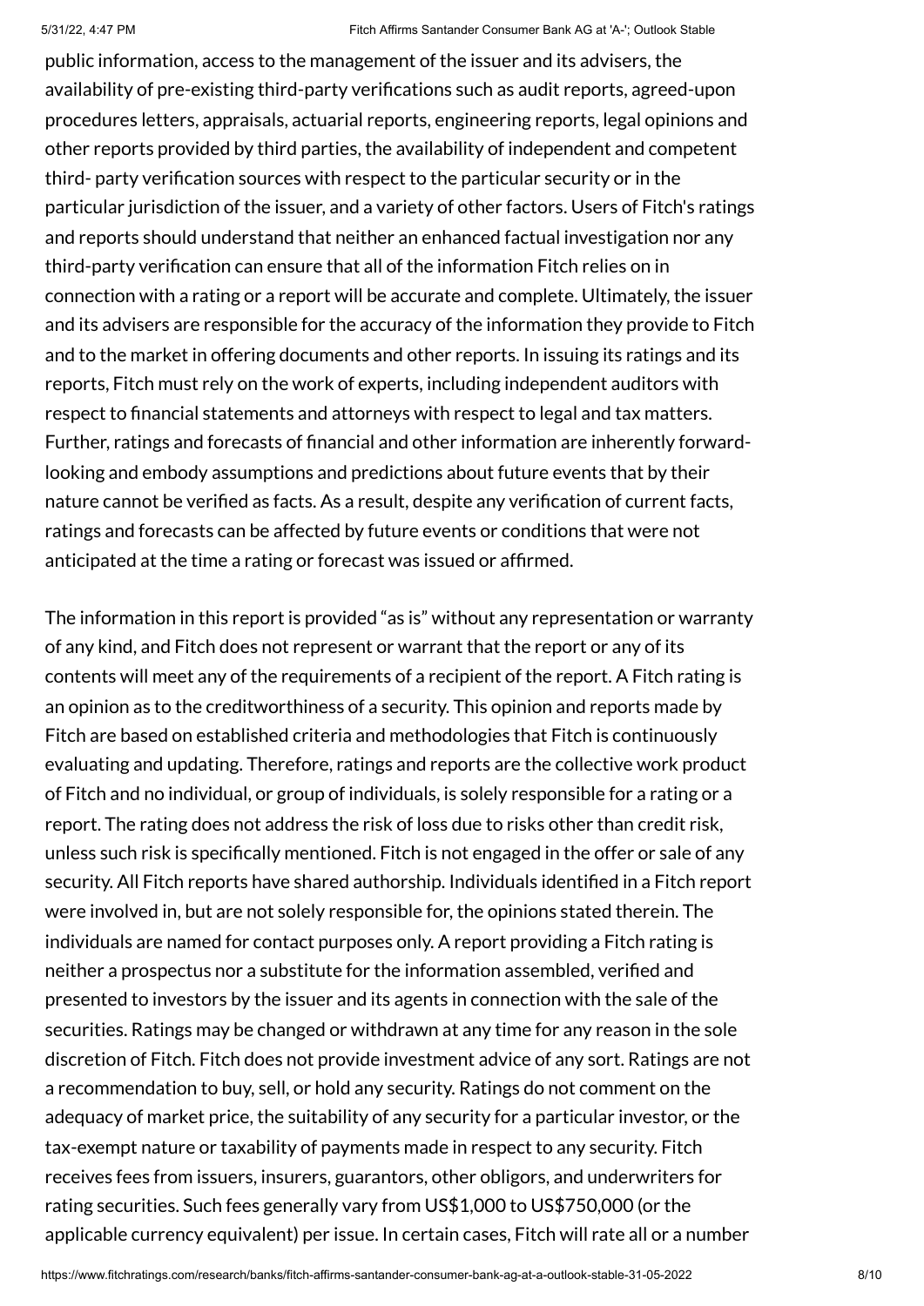public information, access to the management of the issuer and its advisers, the availability of pre-existing third-party verifications such as audit reports, agreed-upon procedures letters, appraisals, actuarial reports, engineering reports, legal opinions and other reports provided by third parties, the availability of independent and competent third- party verification sources with respect to the particular security or in the particular jurisdiction of the issuer, and a variety of other factors. Users of Fitch's ratings and reports should understand that neither an enhanced factual investigation nor any third-party verification can ensure that all of the information Fitch relies on in connection with a rating or a report will be accurate and complete. Ultimately, the issuer and its advisers are responsible for the accuracy of the information they provide to Fitch and to the market in offering documents and other reports. In issuing its ratings and its reports, Fitch must rely on the work of experts, including independent auditors with respect to financial statements and attorneys with respect to legal and tax matters. Further, ratings and forecasts of financial and other information are inherently forward-looking and embody assumptions and predictions about future events that by their nature cannot be verified as facts. As a result, despite any verification of current facts, ratings and forecasts can be affected by future events or conditions that were not anticipated at the time a rating or forecast was issued or affirmed.

The information in this report is provided "as is" without any representation or warranty of any kind, and Fitch does not represent or warrant that the report or any of its contents will meet any of the requirements of a recipient of the report. A Fitch rating is an opinion as to the creditworthiness of a security. This opinion and reports made by Fitch are based on established criteria and methodologies that Fitch is continuously evaluating and updating. Therefore, ratings and reports are the collective work product of Fitch and no individual, or group of individuals, is solely responsible for a rating or a report. The rating does not address the risk of loss due to risks other than credit risk, unless such risk is specifically mentioned. Fitch is not engaged in the offer or sale of any security. All Fitch reports have shared authorship. Individuals identified in a Fitch report were involved in, but are not solely responsible for, the opinions stated therein. The individuals are named for contact purposes only. A report providing a Fitch rating is neither a prospectus nor a substitute for the information assembled, verified and presented to investors by the issuer and its agents in connection with the sale of the securities. Ratings may be changed or withdrawn at any time for any reason in the sole discretion of Fitch. Fitch does not provide investment advice of any sort. Ratings are not a recommendation to buy, sell, or hold any security. Ratings do not comment on the adequacy of market price, the suitability of any security for a particular investor, or the tax-exempt nature or taxability of payments made in respect to any security. Fitch receives fees from issuers, insurers, guarantors, other obligors, and underwriters for rating securities. Such fees generally vary from US$1,000 to US$750,000 (or the applicable currency equivalent) per issue. In certain cases, Fitch will rate all or a number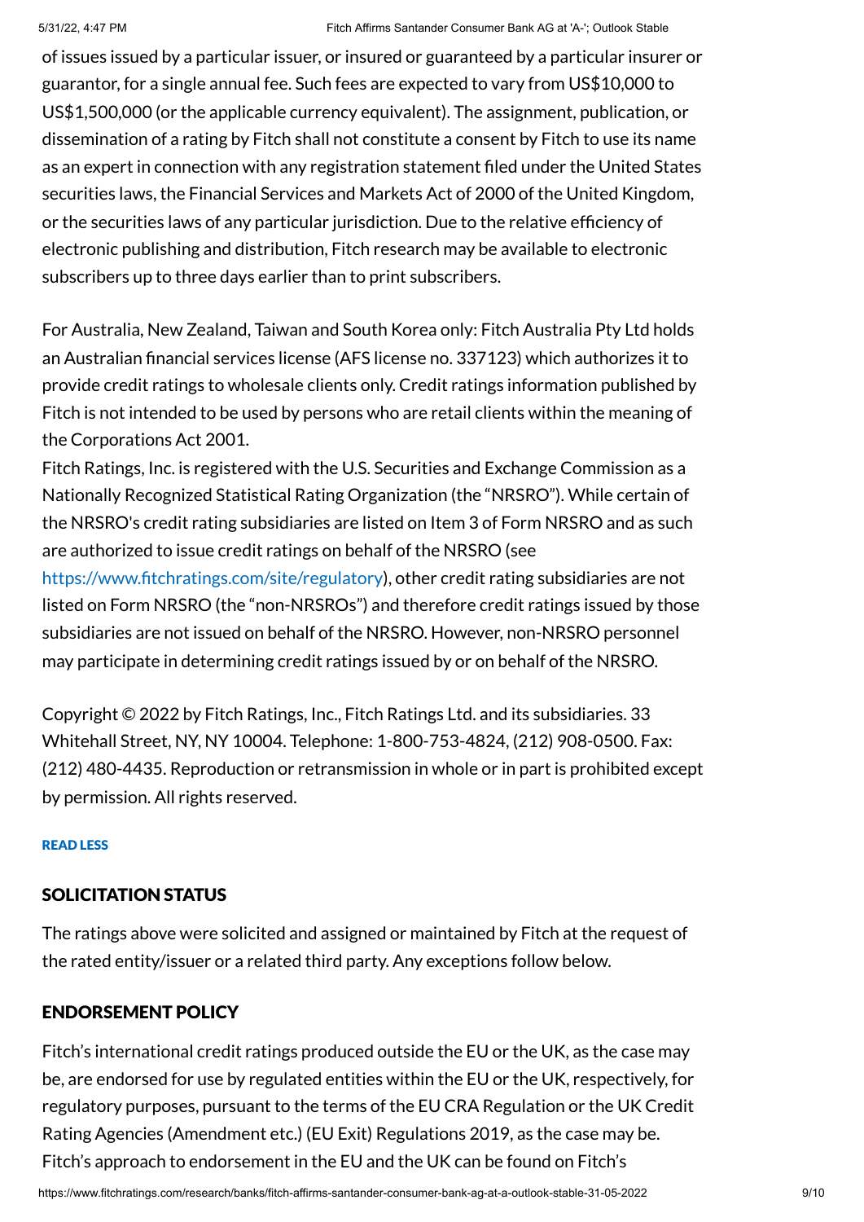of issues issued by a particular issuer, or insured or guaranteed by a particular insurer or guarantor, for a single annual fee. Such fees are expected to vary from US$10,000 to US$1,500,000 (or the applicable currency equivalent). The assignment, publication, or dissemination of a rating by Fitch shall not constitute a consent by Fitch to use its name as an expert in connection with any registration statement filed under the United States securities laws, the Financial Services and Markets Act of 2000 of the United Kingdom, or the securities laws of any particular jurisdiction. Due to the relative efficiency of electronic publishing and distribution, Fitch research may be available to electronic subscribers up to three days earlier than to print subscribers.

For Australia, New Zealand, Taiwan and South Korea only: Fitch Australia Pty Ltd holds an Australian financial services license (AFS license no. 337123) which authorizes it to provide credit ratings to wholesale clients only. Credit ratings information published by Fitch is not intended to be used by persons who are retail clients within the meaning of the Corporations Act 2001.

Fitch Ratings, Inc. is registered with the U.S. Securities and Exchange Commission as a Nationally Recognized Statistical Rating Organization (the "NRSRO"). While certain of the NRSRO's credit rating subsidiaries are listed on Item 3 of Form NRSRO and as such are authorized to issue credit ratings on behalf of the NRSRO (see https://www.fitchratings.com/site/regulatory), other credit rating subsidiaries are not listed on Form NRSRO (the "non-NRSROs") and therefore credit ratings issued by those subsidiaries are not issued on behalf of the NRSRO. However, non-NRSRO personnel may participate in determining credit ratings issued by or on behalf of the NRSRO.

Copyright © 2022 by Fitch Ratings, Inc., Fitch Ratings Ltd. and its subsidiaries. 33 Whitehall Street, NY, NY 10004. Telephone: 1-800-753-4824, (212) 908-0500. Fax: (212) 480-4435. Reproduction or retransmission in whole or in part is prohibited except by permission. All rights reserved.

**READ LESS**

## SOLICITATION STATUS

The ratings above were solicited and assigned or maintained by Fitch at the request of the rated entity/issuer or a related third party. Any exceptions follow below.

## ENDORSEMENT POLICY

Fitch's international credit ratings produced outside the EU or the UK, as the case may be, are endorsed for use by regulated entities within the EU or the UK, respectively, for regulatory purposes, pursuant to the terms of the EU CRA Regulation or the UK Credit Rating Agencies (Amendment etc.) (EU Exit) Regulations 2019, as the case may be. Fitch's approach to endorsement in the EU and the UK can be found on Fitch's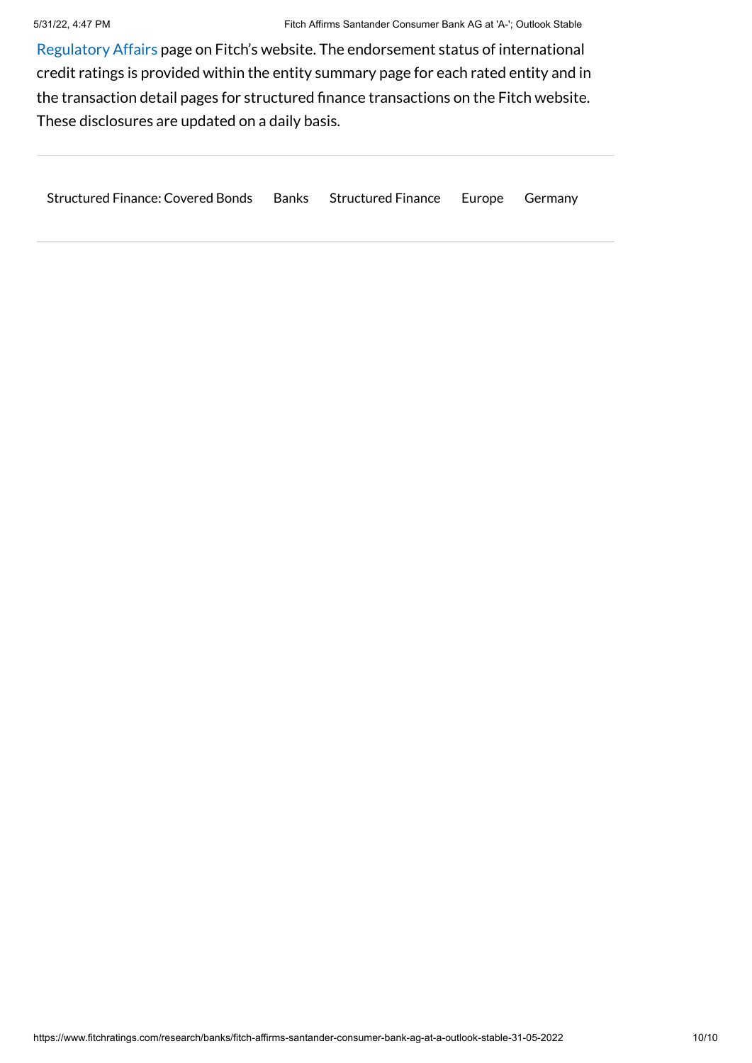Regulatory Affairs page on Fitch's website. The endorsement status of international credit ratings is provided within the entity summary page for each rated entity and in the transaction detail pages for structured finance transactions on the Fitch website. These disclosures are updated on a daily basis.

Structured Finance: Covered Bonds Banks Structured Finance Europe Germany